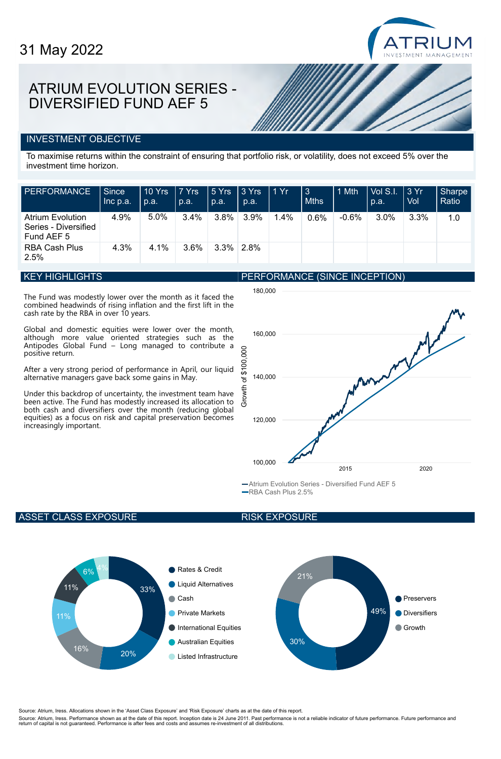31 May 2022

ATRIUM INVESTMENT MANAGEMENT

# ATRIUM EVOLUTION SERIES - DIVERSIFIED FUND AEF 5

## INVESTMENT OBJECTIVE

To maximise returns within the constraint of ensuring that portfolio risk, or volatility, does not exceed 5% over the investment time horizon.

| PERFORMANCE | Since Inc p.a. | 10 Yrs p.a. | 7 Yrs p.a. | 5 Yrs p.a. | 3 Yrs p.a. | 1 Yr | 3 Mths | 1 Mth | Vol S.I. p.a. | 3 Yr Vol | Sharpe Ratio |
|---|---|---|---|---|---|---|---|---|---|---|---|
| Atrium Evolution Series - Diversified Fund AEF 5 | 4.9% | 5.0% | 3.4% | 3.8% | 3.9% | 1.4% | 0.6% | -0.6% | 3.0% | 3.3% | 1.0 |
| RBA Cash Plus 2.5% | 4.3% | 4.1% | 3.6% | 3.3% | 2.8% | | | | | | |

## KEY HIGHLIGHTS

The Fund was modestly lower over the month as it faced the combined headwinds of rising inflation and the first lift in the cash rate by the RBA in over 10 years.

Global and domestic equities were lower over the month, although more value oriented strategies such as the Antipodes Global Fund – Long managed to contribute a positive return.

After a very strong period of performance in April, our liquid alternative managers gave back some gains in May.

Under this backdrop of uncertainty, the investment team have been active. The Fund has modestly increased its allocation to both cash and diversifiers over the month (reducing global equities) as a focus on risk and capital preservation becomes increasingly important.

## PERFORMANCE (SINCE INCEPTION)

Growth of $100,000 (y-axis: 100,000 – 180,000; x-axis: 2015, 2020)

- Atrium Evolution Series - Diversified Fund AEF 5
- RBA Cash Plus 2.5%

## ASSET CLASS EXPOSURE

| Asset Class | Exposure |
|---|---|
| Rates & Credit | 33% |
| Liquid Alternatives | 20% |
| Cash | 16% |
| Private Markets | 11% |
| International Equities | 11% |
| Australian Equities | 6% |
| Listed Infrastructure | 4% |

## RISK EXPOSURE

| Risk | Exposure |
|---|---|
| Preservers | 49% |
| Diversifiers | 30% |
| Growth | 21% |

Source: Atrium, Iress. Allocations shown in the 'Asset Class Exposure' and 'Risk Exposure' charts as at the date of this report.

Source: Atrium, Iress. Performance shown as at the date of this report. Inception date is 24 June 2011. Past performance is not a reliable indicator of future performance. Future performance and return of capital is not guaranteed. Performance is after fees and costs and assumes re-investment of all distributions.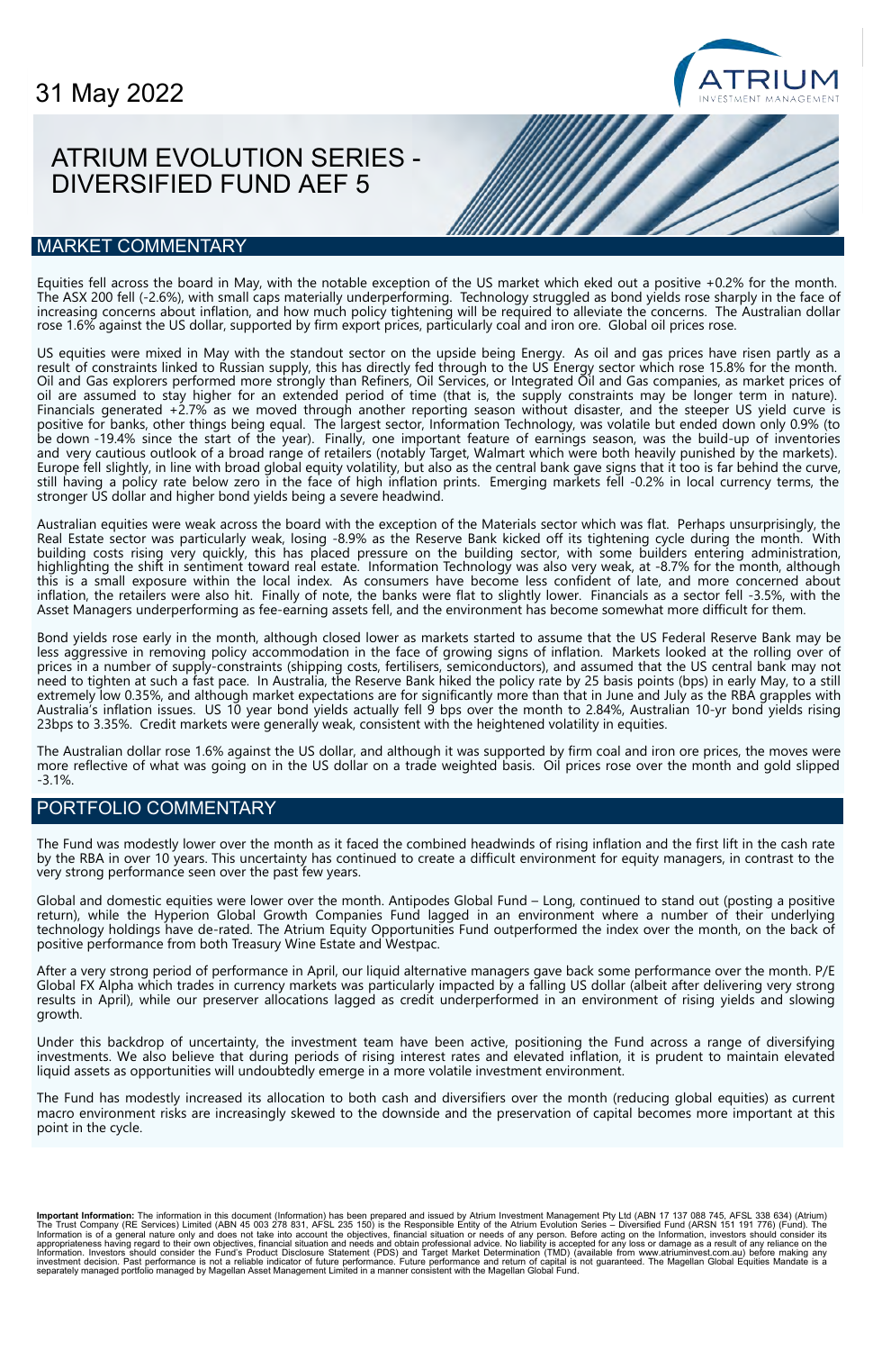31 May 2022

# ATRIUM EVOLUTION SERIES - DIVERSIFIED FUND AEF 5

## MARKET COMMENTARY

Equities fell across the board in May, with the notable exception of the US market which eked out a positive +0.2% for the month. The ASX 200 fell (-2.6%), with small caps materially underperforming. Technology struggled as bond yields rose sharply in the face of increasing concerns about inflation, and how much policy tightening will be required to alleviate the concerns. The Australian dollar rose 1.6% against the US dollar, supported by firm export prices, particularly coal and iron ore. Global oil prices rose.

US equities were mixed in May with the standout sector on the upside being Energy. As oil and gas prices have risen partly as a result of constraints linked to Russian supply, this has directly fed through to the US Energy sector which rose 15.8% for the month. Oil and Gas explorers performed more strongly than Refiners, Oil Services, or Integrated Oil and Gas companies, as market prices of oil are assumed to stay higher for an extended period of time (that is, the supply constraints may be longer term in nature). Financials generated +2.7% as we moved through another reporting season without disaster, and the steeper US yield curve is positive for banks, other things being equal. The largest sector, Information Technology, was volatile but ended down only 0.9% (to be down -19.4% since the start of the year). Finally, one important feature of earnings season, was the build-up of inventories and very cautious outlook of a broad range of retailers (notably Target, Walmart which were both heavily punished by the markets). Europe fell slightly, in line with broad global equity volatility, but also as the central bank gave signs that it too is far behind the curve, still having a policy rate below zero in the face of high inflation prints. Emerging markets fell -0.2% in local currency terms, the stronger US dollar and higher bond yields being a severe headwind.

Australian equities were weak across the board with the exception of the Materials sector which was flat. Perhaps unsurprisingly, the Real Estate sector was particularly weak, losing -8.9% as the Reserve Bank kicked off its tightening cycle during the month. With building costs rising very quickly, this has placed pressure on the building sector, with some builders entering administration, highlighting the shift in sentiment toward real estate. Information Technology was also very weak, at -8.7% for the month, although this is a small exposure within the local index. As consumers have become less confident of late, and more concerned about inflation, the retailers were also hit. Finally of note, the banks were flat to slightly lower. Financials as a sector fell -3.5%, with the Asset Managers underperforming as fee-earning assets fell, and the environment has become somewhat more difficult for them.

Bond yields rose early in the month, although closed lower as markets started to assume that the US Federal Reserve Bank may be less aggressive in removing policy accommodation in the face of growing signs of inflation. Markets looked at the rolling over of prices in a number of supply-constraints (shipping costs, fertilisers, semiconductors), and assumed that the US central bank may not need to tighten at such a fast pace. In Australia, the Reserve Bank hiked the policy rate by 25 basis points (bps) in early May, to a still extremely low 0.35%, and although market expectations are for significantly more than that in June and July as the RBA grapples with Australia's inflation issues. US 10 year bond yields actually fell 9 bps over the month to 2.84%, Australian 10-yr bond yields rising 23bps to 3.35%. Credit markets were generally weak, consistent with the heightened volatility in equities.

The Australian dollar rose 1.6% against the US dollar, and although it was supported by firm coal and iron ore prices, the moves were more reflective of what was going on in the US dollar on a trade weighted basis. Oil prices rose over the month and gold slipped -3.1%.

## PORTFOLIO COMMENTARY

The Fund was modestly lower over the month as it faced the combined headwinds of rising inflation and the first lift in the cash rate by the RBA in over 10 years. This uncertainty has continued to create a difficult environment for equity managers, in contrast to the very strong performance seen over the past few years.

Global and domestic equities were lower over the month. Antipodes Global Fund – Long, continued to stand out (posting a positive return), while the Hyperion Global Growth Companies Fund lagged in an environment where a number of their underlying technology holdings have de-rated. The Atrium Equity Opportunities Fund outperformed the index over the month, on the back of positive performance from both Treasury Wine Estate and Westpac.

After a very strong period of performance in April, our liquid alternative managers gave back some performance over the month. P/E Global FX Alpha which trades in currency markets was particularly impacted by a falling US dollar (albeit after delivering very strong results in April), while our preserver allocations lagged as credit underperformed in an environment of rising yields and slowing growth.

Under this backdrop of uncertainty, the investment team have been active, positioning the Fund across a range of diversifying investments. We also believe that during periods of rising interest rates and elevated inflation, it is prudent to maintain elevated liquid assets as opportunities will undoubtedly emerge in a more volatile investment environment.

The Fund has modestly increased its allocation to both cash and diversifiers over the month (reducing global equities) as current macro environment risks are increasingly skewed to the downside and the preservation of capital becomes more important at this point in the cycle.

**Important Information:** The information in this document (Information) has been prepared and issued by Atrium Investment Management Pty Ltd (ABN 17 137 088 745, AFSL 338 634) (Atrium) The Trust Company (RE Services) Limited (ABN 45 003 278 831, AFSL 235 150) is the Responsible Entity of the Atrium Evolution Series – Diversified Fund (ARSN 151 191 776) (Fund). The Information is of a general nature only and does not take into account the objectives, financial situation or needs of any person. Before acting on the Information, investors should consider its appropriateness having regard to their own objectives, financial situation and needs and obtain professional advice. No liability is accepted for any loss or damage as a result of any reliance on the Information. Investors should consider the Fund's Product Disclosure Statement (PDS) and Target Market Determination (TMD) (available from www.atriuminvest.com.au) before making any investment decision. Past performance is not a reliable indicator of future performance. Future performance and return of capital is not guaranteed. The Magellan Global Equities Mandate is a separately managed portfolio managed by Magellan Asset Management Limited in a manner consistent with the Magellan Global Fund.